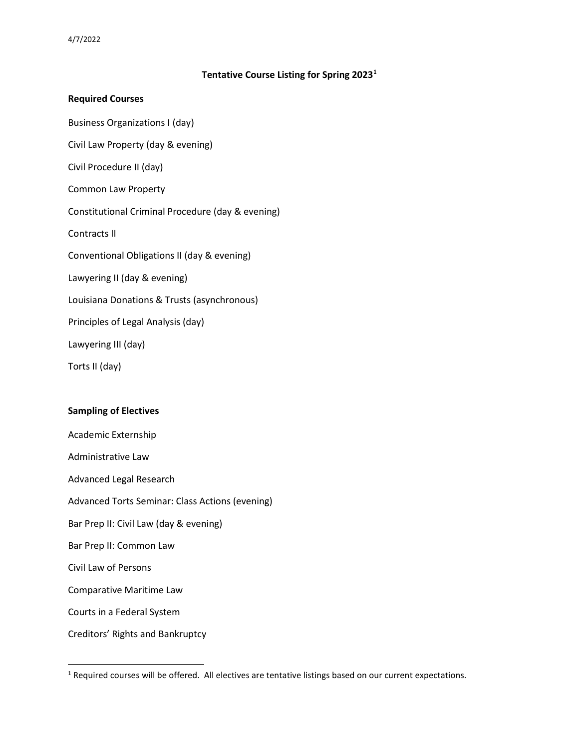4/7/2022

# Tentative Course Listing for Spring 2023[1]

**Required Courses**

Business Organizations I (day)

Civil Law Property (day & evening)

Civil Procedure II (day)

Common Law Property

Constitutional Criminal Procedure (day & evening)

Contracts II

Conventional Obligations II (day & evening)

Lawyering II (day & evening)

Louisiana Donations & Trusts (asynchronous)

Principles of Legal Analysis (day)

Lawyering III (day)

Torts II (day)

**Sampling of Electives**

Academic Externship

Administrative Law

Advanced Legal Research

Advanced Torts Seminar: Class Actions (evening)

Bar Prep II: Civil Law (day & evening)

Bar Prep II: Common Law

Civil Law of Persons

Comparative Maritime Law

Courts in a Federal System

Creditors' Rights and Bankruptcy

---

[1] Required courses will be offered. All electives are tentative listings based on our current expectations.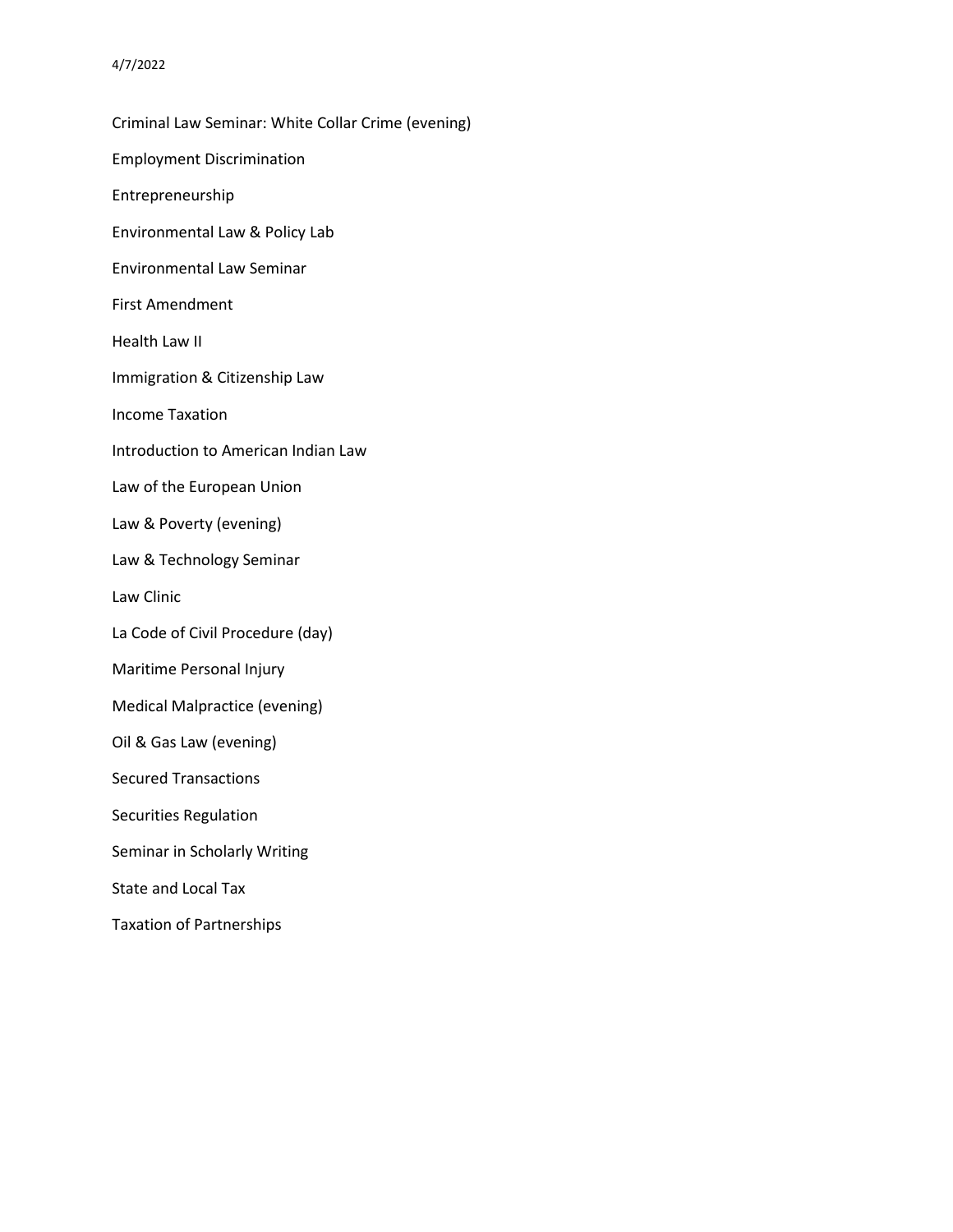Criminal Law Seminar: White Collar Crime (evening)

Employment Discrimination

Entrepreneurship

Environmental Law & Policy Lab

Environmental Law Seminar

First Amendment

Health Law II

Immigration & Citizenship Law

Income Taxation

Introduction to American Indian Law

Law of the European Union

Law & Poverty (evening)

Law & Technology Seminar

Law Clinic

La Code of Civil Procedure (day)

Maritime Personal Injury

Medical Malpractice (evening)

Oil & Gas Law (evening)

Secured Transactions

Securities Regulation

Seminar in Scholarly Writing

State and Local Tax

Taxation of Partnerships